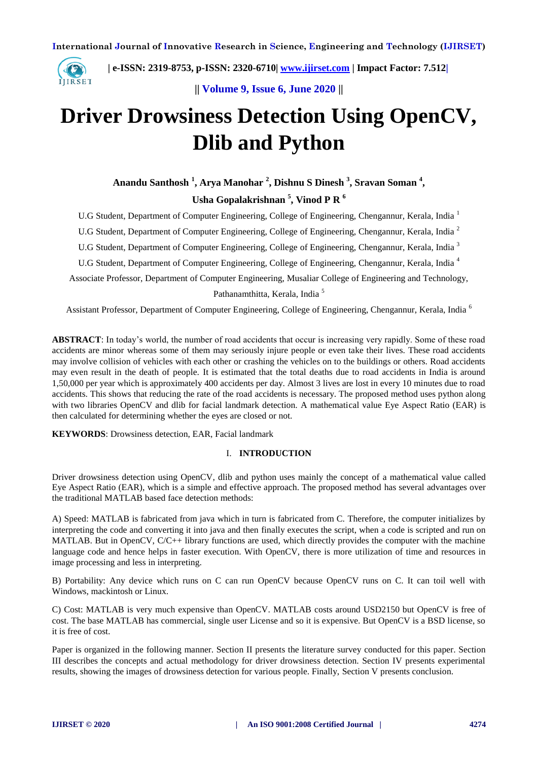# Driver Drowsiness Detection Using OpenCV, Dlib and Python

**Anandu Santhosh [1], Arya Manohar [2], Dishnu S Dinesh [3], Sravan Soman [4], Usha Gopalakrishnan [5], Vinod P R [6]**

U.G Student, Department of Computer Engineering, College of Engineering, Chengannur, Kerala, India [1]

U.G Student, Department of Computer Engineering, College of Engineering, Chengannur, Kerala, India [2]

U.G Student, Department of Computer Engineering, College of Engineering, Chengannur, Kerala, India [3]

U.G Student, Department of Computer Engineering, College of Engineering, Chengannur, Kerala, India [4]

Associate Professor, Department of Computer Engineering, Musaliar College of Engineering and Technology, Pathanamthitta, Kerala, India [5]

Assistant Professor, Department of Computer Engineering, College of Engineering, Chengannur, Kerala, India [6]

**ABSTRACT**: In today's world, the number of road accidents that occur is increasing very rapidly. Some of these road accidents are minor whereas some of them may seriously injure people or even take their lives. These road accidents may involve collision of vehicles with each other or crashing the vehicles on to the buildings or others. Road accidents may even result in the death of people. It is estimated that the total deaths due to road accidents in India is around 1,50,000 per year which is approximately 400 accidents per day. Almost 3 lives are lost in every 10 minutes due to road accidents. This shows that reducing the rate of the road accidents is necessary. The proposed method uses python along with two libraries OpenCV and dlib for facial landmark detection. A mathematical value Eye Aspect Ratio (EAR) is then calculated for determining whether the eyes are closed or not.

**KEYWORDS**: Drowsiness detection, EAR, Facial landmark

## I. INTRODUCTION

Driver drowsiness detection using OpenCV, dlib and python uses mainly the concept of a mathematical value called Eye Aspect Ratio (EAR), which is a simple and effective approach. The proposed method has several advantages over the traditional MATLAB based face detection methods:

A) Speed: MATLAB is fabricated from java which in turn is fabricated from C. Therefore, the computer initializes by interpreting the code and converting it into java and then finally executes the script, when a code is scripted and run on MATLAB. But in OpenCV, C/C++ library functions are used, which directly provides the computer with the machine language code and hence helps in faster execution. With OpenCV, there is more utilization of time and resources in image processing and less in interpreting.

B) Portability: Any device which runs on C can run OpenCV because OpenCV runs on C. It can toil well with Windows, mackintosh or Linux.

C) Cost: MATLAB is very much expensive than OpenCV. MATLAB costs around USD2150 but OpenCV is free of cost. The base MATLAB has commercial, single user License and so it is expensive. But OpenCV is a BSD license, so it is free of cost.

Paper is organized in the following manner. Section II presents the literature survey conducted for this paper. Section III describes the concepts and actual methodology for driver drowsiness detection. Section IV presents experimental results, showing the images of drowsiness detection for various people. Finally, Section V presents conclusion.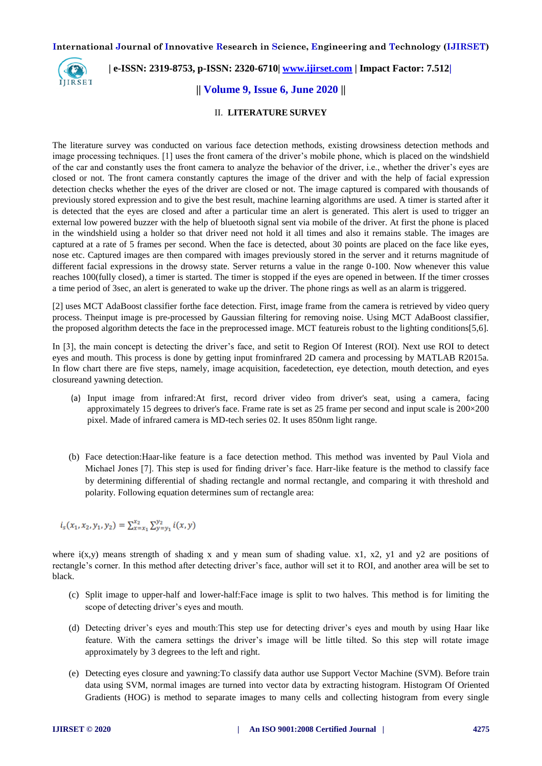## II. LITERATURE SURVEY

The literature survey was conducted on various face detection methods, existing drowsiness detection methods and image processing techniques. [1] uses the front camera of the driver's mobile phone, which is placed on the windshield of the car and constantly uses the front camera to analyze the behavior of the driver, i.e., whether the driver's eyes are closed or not. The front camera constantly captures the image of the driver and with the help of facial expression detection checks whether the eyes of the driver are closed or not. The image captured is compared with thousands of previously stored expression and to give the best result, machine learning algorithms are used. A timer is started after it is detected that the eyes are closed and after a particular time an alert is generated. This alert is used to trigger an external low powered buzzer with the help of bluetooth signal sent via mobile of the driver. At first the phone is placed in the windshield using a holder so that driver need not hold it all times and also it remains stable. The images are captured at a rate of 5 frames per second. When the face is detected, about 30 points are placed on the face like eyes, nose etc. Captured images are then compared with images previously stored in the server and it returns magnitude of different facial expressions in the drowsy state. Server returns a value in the range 0-100. Now whenever this value reaches 100(fully closed), a timer is started. The timer is stopped if the eyes are opened in between. If the timer crosses a time period of 3sec, an alert is generated to wake up the driver. The phone rings as well as an alarm is triggered.

[2] uses MCT AdaBoost classifier forthe face detection. First, image frame from the camera is retrieved by video query process. Theinput image is pre-processed by Gaussian filtering for removing noise. Using MCT AdaBoost classifier, the proposed algorithm detects the face in the preprocessed image. MCT featureis robust to the lighting conditions[5,6].

In [3], the main concept is detecting the driver's face, and setit to Region Of Interest (ROI). Next use ROI to detect eyes and mouth. This process is done by getting input frominfrared 2D camera and processing by MATLAB R2015a. In flow chart there are five steps, namely, image acquisition, facedetection, eye detection, mouth detection, and eyes closureand yawning detection.

(a) Input image from infrared:At first, record driver video from driver's seat, using a camera, facing approximately 15 degrees to driver's face. Frame rate is set as 25 frame per second and input scale is 200×200 pixel. Made of infrared camera is MD-tech series 02. It uses 850nm light range.

(b) Face detection:Haar-like feature is a face detection method. This method was invented by Paul Viola and Michael Jones [7]. This step is used for finding driver's face. Harr-like feature is the method to classify face by determining differential of shading rectangle and normal rectangle, and comparing it with threshold and polarity. Following equation determines sum of rectangle area:

$$i_s(x_1, x_2, y_1, y_2) = \sum_{x=x_1}^{x_2} \sum_{y=y_1}^{y_2} i(x, y)$$

where i(x,y) means strength of shading x and y mean sum of shading value. x1, x2, y1 and y2 are positions of rectangle's corner. In this method after detecting driver's face, author will set it to ROI, and another area will be set to black.

(c) Split image to upper-half and lower-half:Face image is split to two halves. This method is for limiting the scope of detecting driver's eyes and mouth.

(d) Detecting driver's eyes and mouth:This step use for detecting driver's eyes and mouth by using Haar like feature. With the camera settings the driver's image will be little tilted. So this step will rotate image approximately by 3 degrees to the left and right.

(e) Detecting eyes closure and yawning:To classify data author use Support Vector Machine (SVM). Before train data using SVM, normal images are turned into vector data by extracting histogram. Histogram Of Oriented Gradients (HOG) is method to separate images to many cells and collecting histogram from every single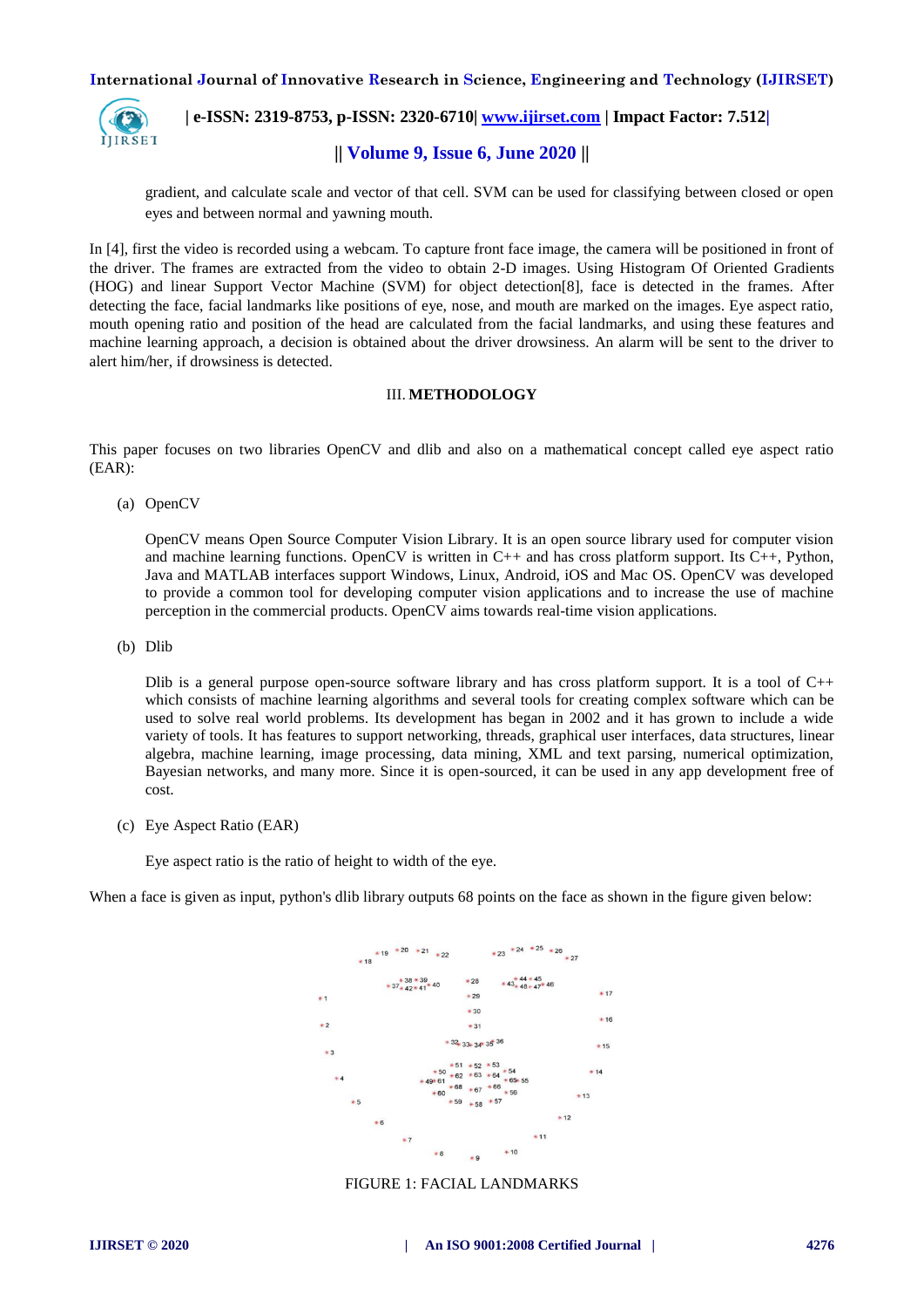gradient, and calculate scale and vector of that cell. SVM can be used for classifying between closed or open eyes and between normal and yawning mouth.

In [4], first the video is recorded using a webcam. To capture front face image, the camera will be positioned in front of the driver. The frames are extracted from the video to obtain 2-D images. Using Histogram Of Oriented Gradients (HOG) and linear Support Vector Machine (SVM) for object detection[8], face is detected in the frames. After detecting the face, facial landmarks like positions of eye, nose, and mouth are marked on the images. Eye aspect ratio, mouth opening ratio and position of the head are calculated from the facial landmarks, and using these features and machine learning approach, a decision is obtained about the driver drowsiness. An alarm will be sent to the driver to alert him/her, if drowsiness is detected.

## III. METHODOLOGY

This paper focuses on two libraries OpenCV and dlib and also on a mathematical concept called eye aspect ratio (EAR):

(a) OpenCV

OpenCV means Open Source Computer Vision Library. It is an open source library used for computer vision and machine learning functions. OpenCV is written in C++ and has cross platform support. Its C++, Python, Java and MATLAB interfaces support Windows, Linux, Android, iOS and Mac OS. OpenCV was developed to provide a common tool for developing computer vision applications and to increase the use of machine perception in the commercial products. OpenCV aims towards real-time vision applications.

(b) Dlib

Dlib is a general purpose open-source software library and has cross platform support. It is a tool of C++ which consists of machine learning algorithms and several tools for creating complex software which can be used to solve real world problems. Its development has began in 2002 and it has grown to include a wide variety of tools. It has features to support networking, threads, graphical user interfaces, data structures, linear algebra, machine learning, image processing, data mining, XML and text parsing, numerical optimization, Bayesian networks, and many more. Since it is open-sourced, it can be used in any app development free of cost.

(c) Eye Aspect Ratio (EAR)

Eye aspect ratio is the ratio of height to width of the eye.

When a face is given as input, python's dlib library outputs 68 points on the face as shown in the figure given below:

FIGURE 1: FACIAL LANDMARKS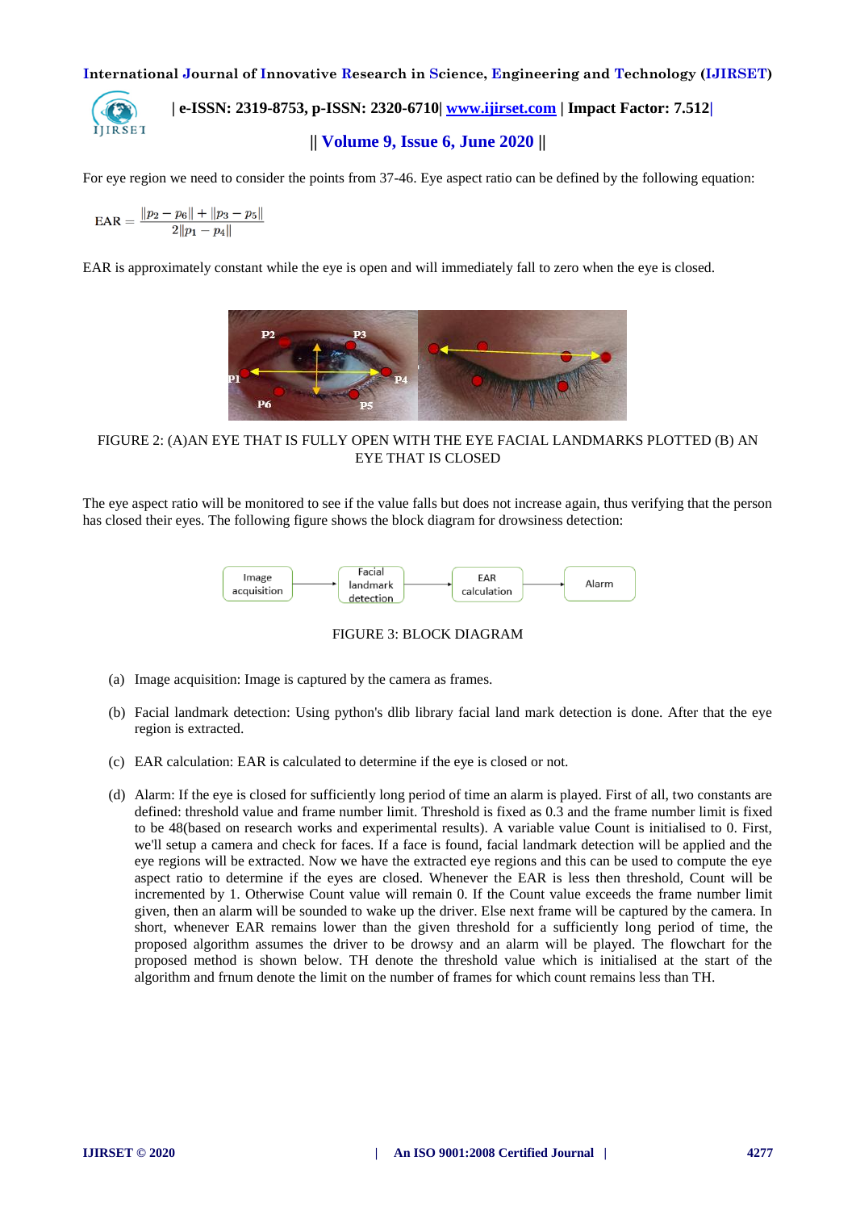For eye region we need to consider the points from 37-46. Eye aspect ratio can be defined by the following equation:

$$\text{EAR} = \frac{\|p_2 - p_6\| + \|p_3 - p_5\|}{2\|p_1 - p_4\|}$$

EAR is approximately constant while the eye is open and will immediately fall to zero when the eye is closed.

FIGURE 2: (A)AN EYE THAT IS FULLY OPEN WITH THE EYE FACIAL LANDMARKS PLOTTED (B) AN EYE THAT IS CLOSED

The eye aspect ratio will be monitored to see if the value falls but does not increase again, thus verifying that the person has closed their eyes. The following figure shows the block diagram for drowsiness detection:

FIGURE 3: BLOCK DIAGRAM

(a) Image acquisition: Image is captured by the camera as frames.

(b) Facial landmark detection: Using python's dlib library facial land mark detection is done. After that the eye region is extracted.

(c) EAR calculation: EAR is calculated to determine if the eye is closed or not.

(d) Alarm: If the eye is closed for sufficiently long period of time an alarm is played. First of all, two constants are defined: threshold value and frame number limit. Threshold is fixed as 0.3 and the frame number limit is fixed to be 48(based on research works and experimental results). A variable value Count is initialised to 0. First, we'll setup a camera and check for faces. If a face is found, facial landmark detection will be applied and the eye regions will be extracted. Now we have the extracted eye regions and this can be used to compute the eye aspect ratio to determine if the eyes are closed. Whenever the EAR is less then threshold, Count will be incremented by 1. Otherwise Count value will remain 0. If the Count value exceeds the frame number limit given, then an alarm will be sounded to wake up the driver. Else next frame will be captured by the camera. In short, whenever EAR remains lower than the given threshold for a sufficiently long period of time, the proposed algorithm assumes the driver to be drowsy and an alarm will be played. The flowchart for the proposed method is shown below. TH denote the threshold value which is initialised at the start of the algorithm and frnum denote the limit on the number of frames for which count remains less than TH.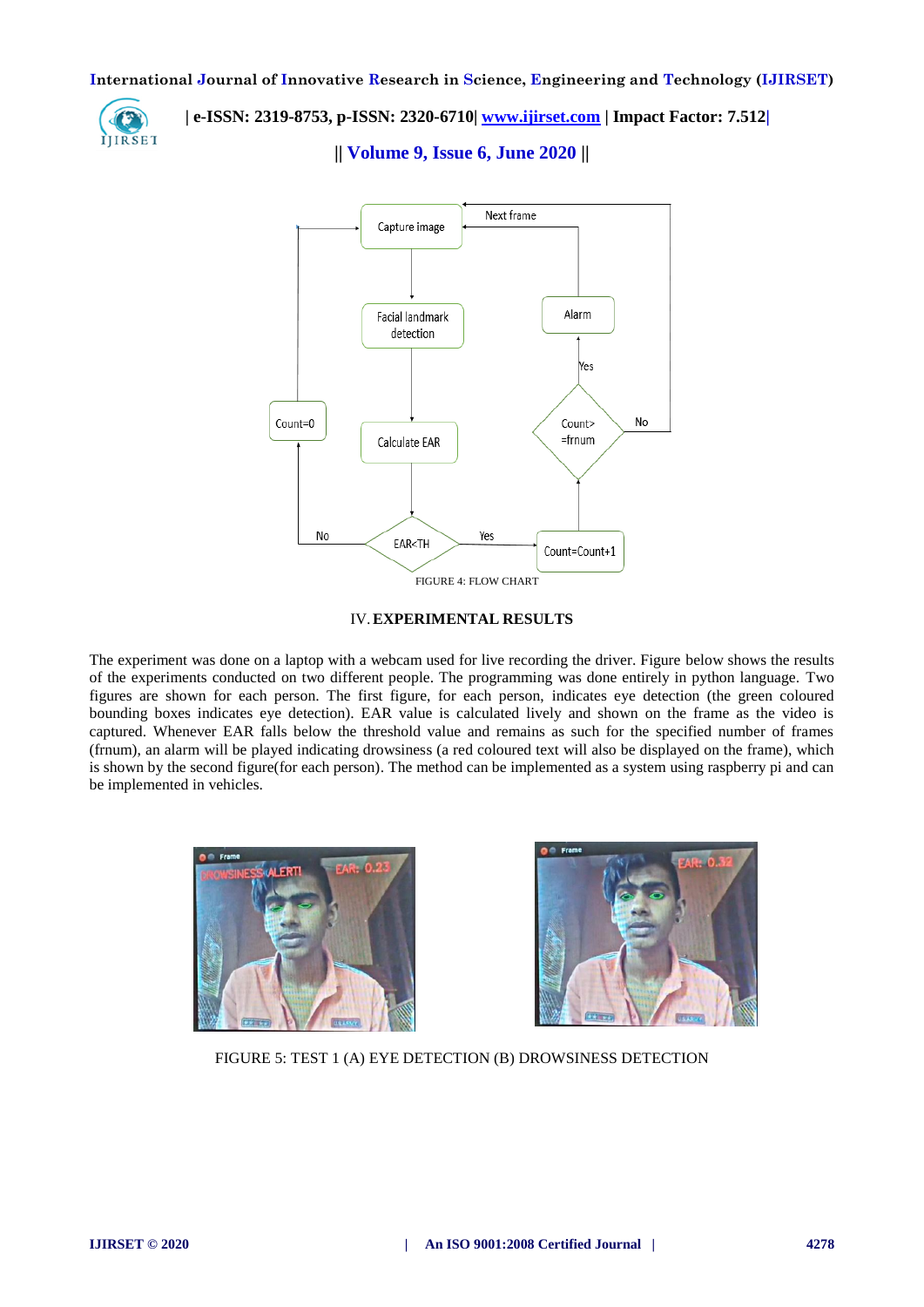FIGURE 4: FLOW CHART

## IV. EXPERIMENTAL RESULTS

The experiment was done on a laptop with a webcam used for live recording the driver. Figure below shows the results of the experiments conducted on two different people. The programming was done entirely in python language. Two figures are shown for each person. The first figure, for each person, indicates eye detection (the green coloured bounding boxes indicates eye detection). EAR value is calculated lively and shown on the frame as the video is captured. Whenever EAR falls below the threshold value and remains as such for the specified number of frames (frnum), an alarm will be played indicating drowsiness (a red coloured text will also be displayed on the frame), which is shown by the second figure(for each person). The method can be implemented as a system using raspberry pi and can be implemented in vehicles.

FIGURE 5: TEST 1 (A) EYE DETECTION (B) DROWSINESS DETECTION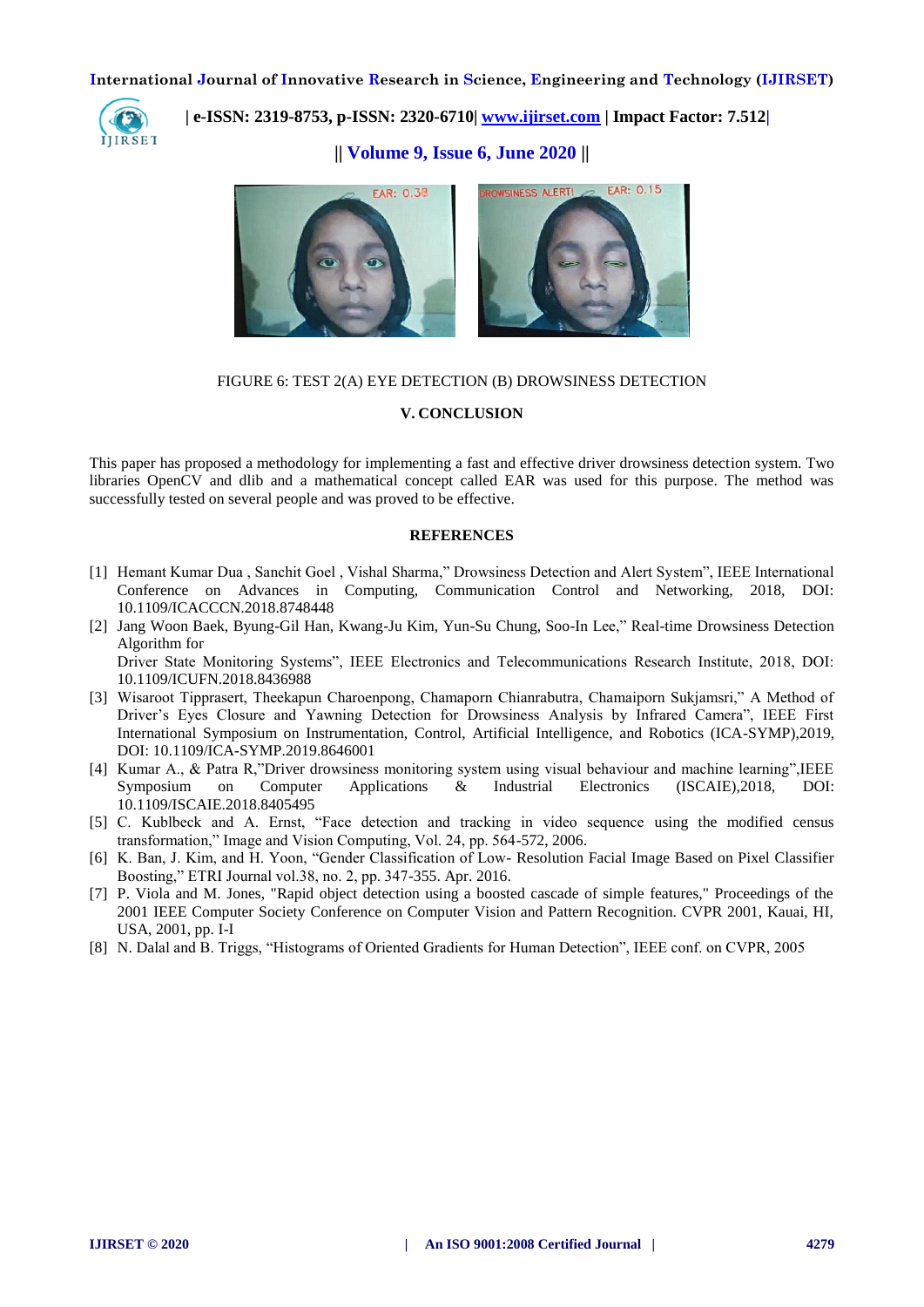FIGURE 6: TEST 2(A) EYE DETECTION (B) DROWSINESS DETECTION

## V. CONCLUSION

This paper has proposed a methodology for implementing a fast and effective driver drowsiness detection system. Two libraries OpenCV and dlib and a mathematical concept called EAR was used for this purpose. The method was successfully tested on several people and was proved to be effective.

## REFERENCES

[1] Hemant Kumar Dua , Sanchit Goel , Vishal Sharma," Drowsiness Detection and Alert System", IEEE International Conference on Advances in Computing, Communication Control and Networking, 2018, DOI: 10.1109/ICACCCN.2018.8748448

[2] Jang Woon Baek, Byung-Gil Han, Kwang-Ju Kim, Yun-Su Chung, Soo-In Lee," Real-time Drowsiness Detection Algorithm for
Driver State Monitoring Systems", IEEE Electronics and Telecommunications Research Institute, 2018, DOI: 10.1109/ICUFN.2018.8436988

[3] Wisaroot Tipprasert, Theekapun Charoenpong, Chamaporn Chianrabutra, Chamaiporn Sukjamsri," A Method of Driver's Eyes Closure and Yawning Detection for Drowsiness Analysis by Infrared Camera", IEEE First International Symposium on Instrumentation, Control, Artificial Intelligence, and Robotics (ICA-SYMP),2019, DOI: 10.1109/ICA-SYMP.2019.8646001

[4] Kumar A., & Patra R,"Driver drowsiness monitoring system using visual behaviour and machine learning",IEEE Symposium on Computer Applications & Industrial Electronics (ISCAIE),2018, DOI: 10.1109/ISCAIE.2018.8405495

[5] C. Kublbeck and A. Ernst, "Face detection and tracking in video sequence using the modified census transformation," Image and Vision Computing, Vol. 24, pp. 564-572, 2006.

[6] K. Ban, J. Kim, and H. Yoon, "Gender Classification of Low- Resolution Facial Image Based on Pixel Classifier Boosting," ETRI Journal vol.38, no. 2, pp. 347-355. Apr. 2016.

[7] P. Viola and M. Jones, "Rapid object detection using a boosted cascade of simple features," Proceedings of the 2001 IEEE Computer Society Conference on Computer Vision and Pattern Recognition. CVPR 2001, Kauai, HI, USA, 2001, pp. I-I

[8] N. Dalal and B. Triggs, "Histograms of Oriented Gradients for Human Detection", IEEE conf. on CVPR, 2005